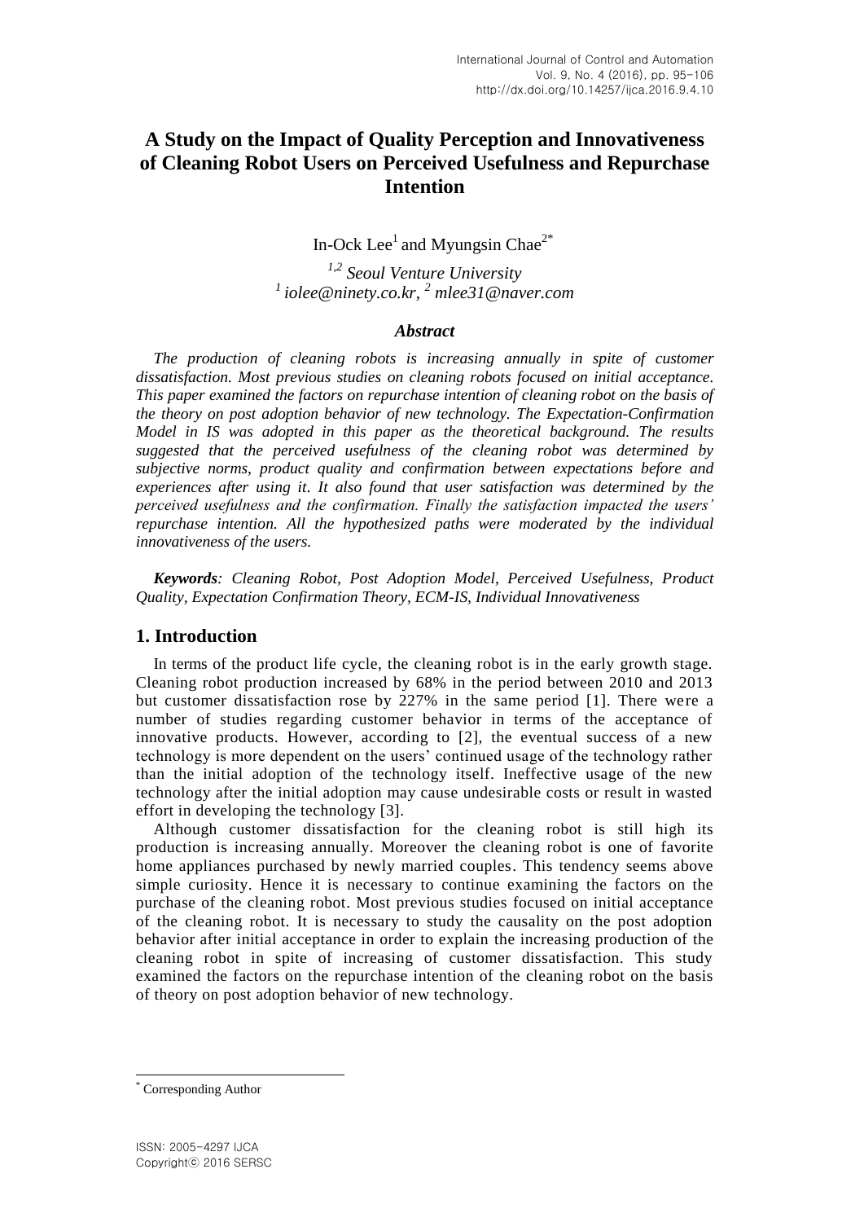# A Study on the Impact of Quality Perception and Innovativeness of Cleaning Robot Users on Perceived Usefulness and Repurchase Intention

In-Ock Lee[1] and Myungsin Chae[2*]

*[1,2] Seoul Venture University*
*[1] iolee@ninety.co.kr, [2] mlee31@naver.com*

### *Abstract*

*The production of cleaning robots is increasing annually in spite of customer dissatisfaction. Most previous studies on cleaning robots focused on initial acceptance. This paper examined the factors on repurchase intention of cleaning robot on the basis of the theory on post adoption behavior of new technology. The Expectation-Confirmation Model in IS was adopted in this paper as the theoretical background. The results suggested that the perceived usefulness of the cleaning robot was determined by subjective norms, product quality and confirmation between expectations before and experiences after using it. It also found that user satisfaction was determined by the perceived usefulness and the confirmation. Finally the satisfaction impacted the users' repurchase intention. All the hypothesized paths were moderated by the individual innovativeness of the users.*

***Keywords**: Cleaning Robot, Post Adoption Model, Perceived Usefulness, Product Quality, Expectation Confirmation Theory, ECM-IS, Individual Innovativeness*

## 1. Introduction

In terms of the product life cycle, the cleaning robot is in the early growth stage. Cleaning robot production increased by 68% in the period between 2010 and 2013 but customer dissatisfaction rose by 227% in the same period [1]. There were a number of studies regarding customer behavior in terms of the acceptance of innovative products. However, according to [2], the eventual success of a new technology is more dependent on the users' continued usage of the technology rather than the initial adoption of the technology itself. Ineffective usage of the new technology after the initial adoption may cause undesirable costs or result in wasted effort in developing the technology [3].

Although customer dissatisfaction for the cleaning robot is still high its production is increasing annually. Moreover the cleaning robot is one of favorite home appliances purchased by newly married couples. This tendency seems above simple curiosity. Hence it is necessary to continue examining the factors on the purchase of the cleaning robot. Most previous studies focused on initial acceptance of the cleaning robot. It is necessary to study the causality on the post adoption behavior after initial acceptance in order to explain the increasing production of the cleaning robot in spite of increasing of customer dissatisfaction. This study examined the factors on the repurchase intention of the cleaning robot on the basis of theory on post adoption behavior of new technology.

---

[*] Corresponding Author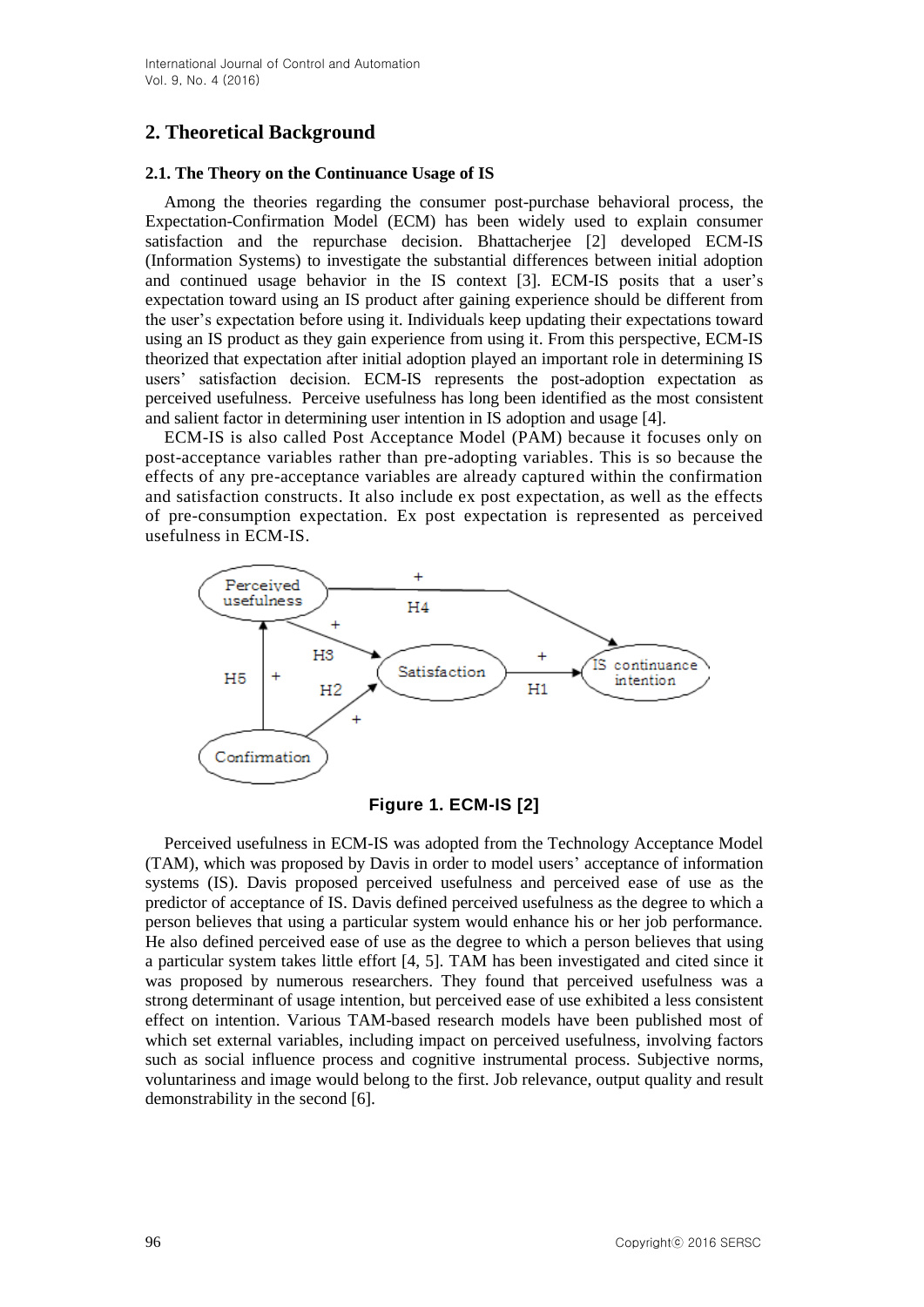## 2. Theoretical Background

### 2.1. The Theory on the Continuance Usage of IS

Among the theories regarding the consumer post-purchase behavioral process, the Expectation-Confirmation Model (ECM) has been widely used to explain consumer satisfaction and the repurchase decision. Bhattacherjee [2] developed ECM-IS (Information Systems) to investigate the substantial differences between initial adoption and continued usage behavior in the IS context [3]. ECM-IS posits that a user's expectation toward using an IS product after gaining experience should be different from the user's expectation before using it. Individuals keep updating their expectations toward using an IS product as they gain experience from using it. From this perspective, ECM-IS theorized that expectation after initial adoption played an important role in determining IS users' satisfaction decision. ECM-IS represents the post-adoption expectation as perceived usefulness. Perceive usefulness has long been identified as the most consistent and salient factor in determining user intention in IS adoption and usage [4].

ECM-IS is also called Post Acceptance Model (PAM) because it focuses only on post-acceptance variables rather than pre-adopting variables. This is so because the effects of any pre-acceptance variables are already captured within the confirmation and satisfaction constructs. It also include ex post expectation, as well as the effects of pre-consumption expectation. Ex post expectation is represented as perceived usefulness in ECM-IS.

**Figure 1. ECM-IS [2]**

Perceived usefulness in ECM-IS was adopted from the Technology Acceptance Model (TAM), which was proposed by Davis in order to model users' acceptance of information systems (IS). Davis proposed perceived usefulness and perceived ease of use as the predictor of acceptance of IS. Davis defined perceived usefulness as the degree to which a person believes that using a particular system would enhance his or her job performance. He also defined perceived ease of use as the degree to which a person believes that using a particular system takes little effort [4, 5]. TAM has been investigated and cited since it was proposed by numerous researchers. They found that perceived usefulness was a strong determinant of usage intention, but perceived ease of use exhibited a less consistent effect on intention. Various TAM-based research models have been published most of which set external variables, including impact on perceived usefulness, involving factors such as social influence process and cognitive instrumental process. Subjective norms, voluntariness and image would belong to the first. Job relevance, output quality and result demonstrability in the second [6].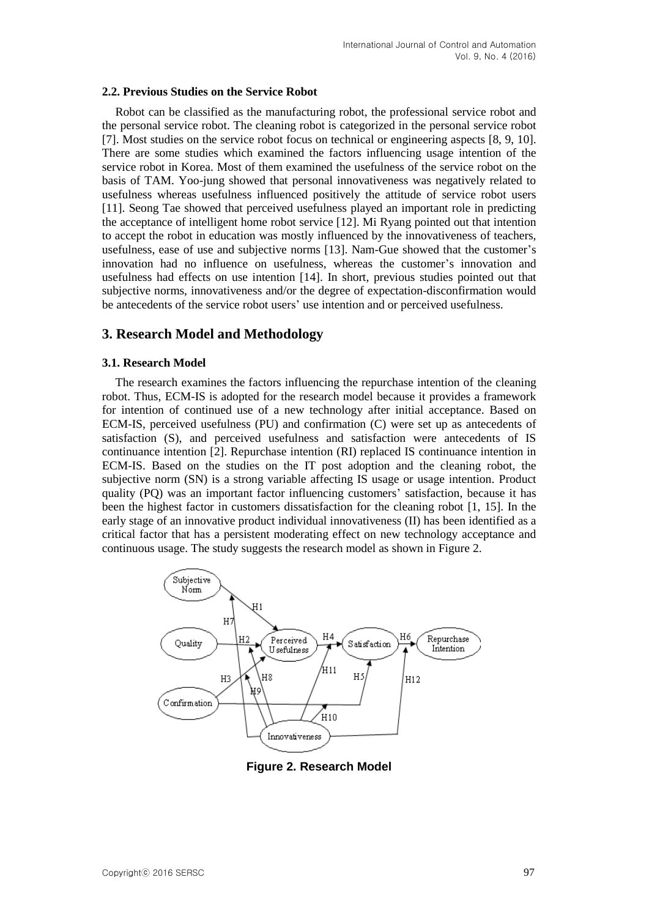### 2.2. Previous Studies on the Service Robot

Robot can be classified as the manufacturing robot, the professional service robot and the personal service robot. The cleaning robot is categorized in the personal service robot [7]. Most studies on the service robot focus on technical or engineering aspects [8, 9, 10]. There are some studies which examined the factors influencing usage intention of the service robot in Korea. Most of them examined the usefulness of the service robot on the basis of TAM. Yoo-jung showed that personal innovativeness was negatively related to usefulness whereas usefulness influenced positively the attitude of service robot users [11]. Seong Tae showed that perceived usefulness played an important role in predicting the acceptance of intelligent home robot service [12]. Mi Ryang pointed out that intention to accept the robot in education was mostly influenced by the innovativeness of teachers, usefulness, ease of use and subjective norms [13]. Nam-Gue showed that the customer's innovation had no influence on usefulness, whereas the customer's innovation and usefulness had effects on use intention [14]. In short, previous studies pointed out that subjective norms, innovativeness and/or the degree of expectation-disconfirmation would be antecedents of the service robot users' use intention and or perceived usefulness.

## 3. Research Model and Methodology

### 3.1. Research Model

The research examines the factors influencing the repurchase intention of the cleaning robot. Thus, ECM-IS is adopted for the research model because it provides a framework for intention of continued use of a new technology after initial acceptance. Based on ECM-IS, perceived usefulness (PU) and confirmation (C) were set up as antecedents of satisfaction (S), and perceived usefulness and satisfaction were antecedents of IS continuance intention [2]. Repurchase intention (RI) replaced IS continuance intention in ECM-IS. Based on the studies on the IT post adoption and the cleaning robot, the subjective norm (SN) is a strong variable affecting IS usage or usage intention. Product quality (PQ) was an important factor influencing customers' satisfaction, because it has been the highest factor in customers dissatisfaction for the cleaning robot [1, 15]. In the early stage of an innovative product individual innovativeness (II) has been identified as a critical factor that has a persistent moderating effect on new technology acceptance and continuous usage. The study suggests the research model as shown in Figure 2.

**Figure 2. Research Model**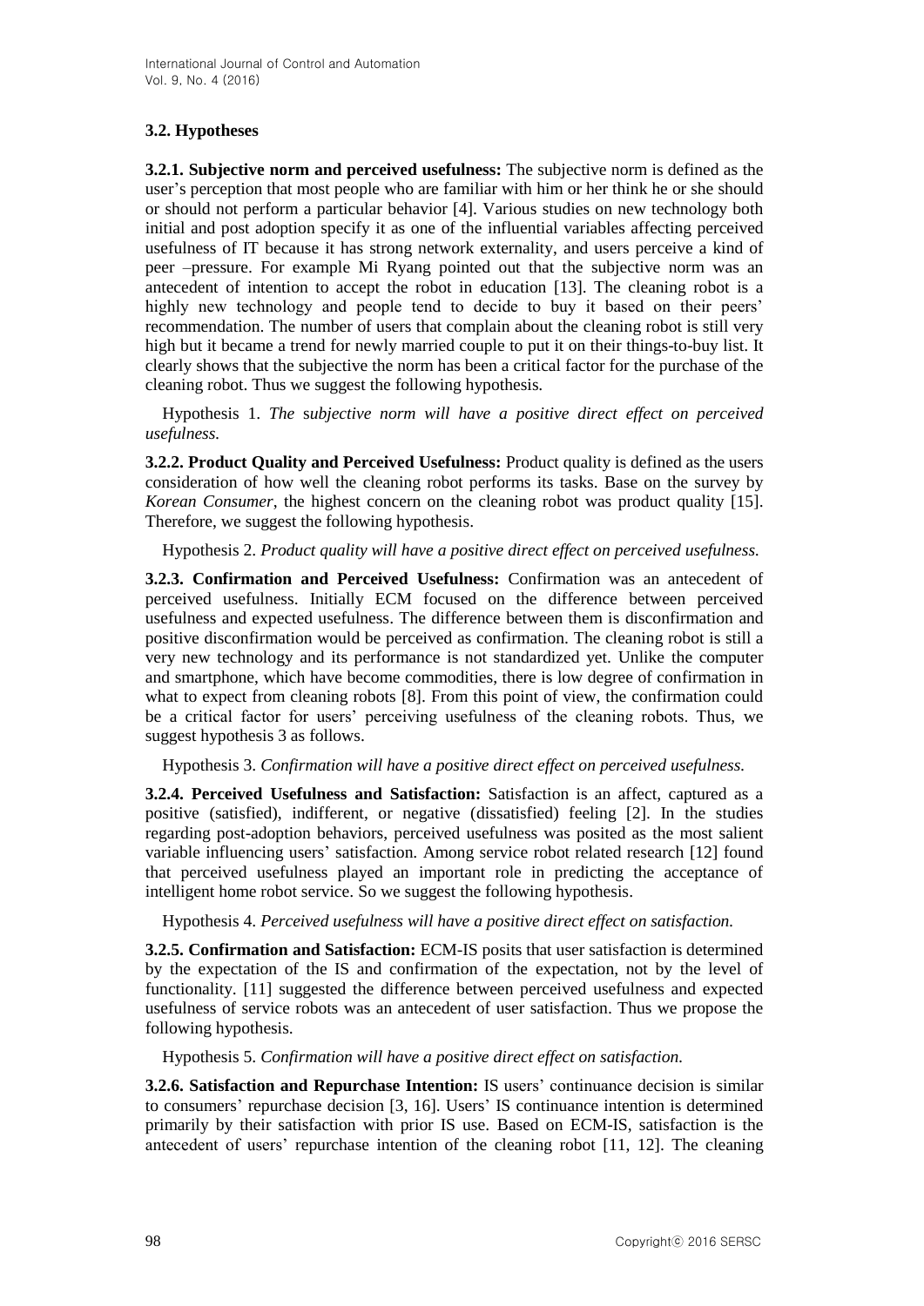### 3.2. Hypotheses

**3.2.1. Subjective norm and perceived usefulness:** The subjective norm is defined as the user's perception that most people who are familiar with him or her think he or she should or should not perform a particular behavior [4]. Various studies on new technology both initial and post adoption specify it as one of the influential variables affecting perceived usefulness of IT because it has strong network externality, and users perceive a kind of peer –pressure. For example Mi Ryang pointed out that the subjective norm was an antecedent of intention to accept the robot in education [13]. The cleaning robot is a highly new technology and people tend to decide to buy it based on their peers' recommendation. The number of users that complain about the cleaning robot is still very high but it became a trend for newly married couple to put it on their things-to-buy list. It clearly shows that the subjective the norm has been a critical factor for the purchase of the cleaning robot. Thus we suggest the following hypothesis.

Hypothesis 1. *The subjective norm will have a positive direct effect on perceived usefulness.*

**3.2.2. Product Quality and Perceived Usefulness:** Product quality is defined as the users consideration of how well the cleaning robot performs its tasks. Base on the survey by *Korean Consumer*, the highest concern on the cleaning robot was product quality [15]. Therefore, we suggest the following hypothesis.

Hypothesis 2. *Product quality will have a positive direct effect on perceived usefulness.*

**3.2.3. Confirmation and Perceived Usefulness:** Confirmation was an antecedent of perceived usefulness. Initially ECM focused on the difference between perceived usefulness and expected usefulness. The difference between them is disconfirmation and positive disconfirmation would be perceived as confirmation. The cleaning robot is still a very new technology and its performance is not standardized yet. Unlike the computer and smartphone, which have become commodities, there is low degree of confirmation in what to expect from cleaning robots [8]. From this point of view, the confirmation could be a critical factor for users' perceiving usefulness of the cleaning robots. Thus, we suggest hypothesis 3 as follows.

Hypothesis 3. *Confirmation will have a positive direct effect on perceived usefulness.*

**3.2.4. Perceived Usefulness and Satisfaction:** Satisfaction is an affect, captured as a positive (satisfied), indifferent, or negative (dissatisfied) feeling [2]. In the studies regarding post-adoption behaviors, perceived usefulness was posited as the most salient variable influencing users' satisfaction. Among service robot related research [12] found that perceived usefulness played an important role in predicting the acceptance of intelligent home robot service. So we suggest the following hypothesis.

Hypothesis 4. *Perceived usefulness will have a positive direct effect on satisfaction.*

**3.2.5. Confirmation and Satisfaction:** ECM-IS posits that user satisfaction is determined by the expectation of the IS and confirmation of the expectation, not by the level of functionality. [11] suggested the difference between perceived usefulness and expected usefulness of service robots was an antecedent of user satisfaction. Thus we propose the following hypothesis.

Hypothesis 5. *Confirmation will have a positive direct effect on satisfaction.*

**3.2.6. Satisfaction and Repurchase Intention:** IS users' continuance decision is similar to consumers' repurchase decision [3, 16]. Users' IS continuance intention is determined primarily by their satisfaction with prior IS use. Based on ECM-IS, satisfaction is the antecedent of users' repurchase intention of the cleaning robot [11, 12]. The cleaning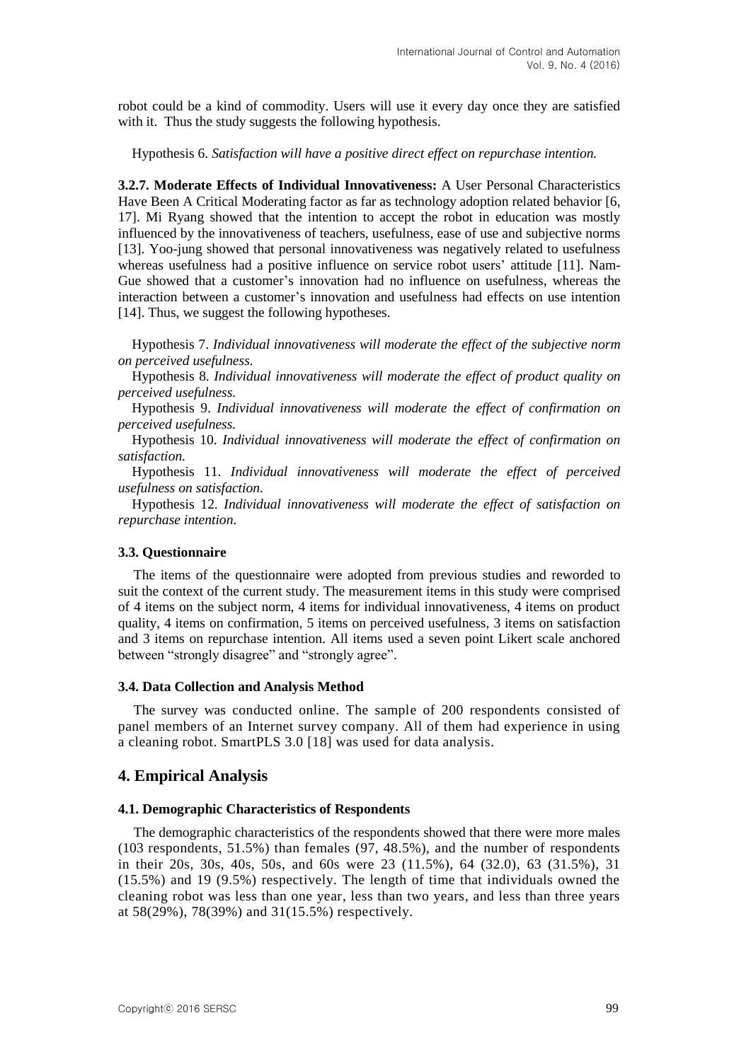robot could be a kind of commodity. Users will use it every day once they are satisfied with it. Thus the study suggests the following hypothesis.

Hypothesis 6. *Satisfaction will have a positive direct effect on repurchase intention.*

**3.2.7. Moderate Effects of Individual Innovativeness:** A User Personal Characteristics Have Been A Critical Moderating factor as far as technology adoption related behavior [6, 17]. Mi Ryang showed that the intention to accept the robot in education was mostly influenced by the innovativeness of teachers, usefulness, ease of use and subjective norms [13]. Yoo-jung showed that personal innovativeness was negatively related to usefulness whereas usefulness had a positive influence on service robot users' attitude [11]. Nam-Gue showed that a customer's innovation had no influence on usefulness, whereas the interaction between a customer's innovation and usefulness had effects on use intention [14]. Thus, we suggest the following hypotheses.

Hypothesis 7. *Individual innovativeness will moderate the effect of the subjective norm on perceived usefulness.*

Hypothesis 8. *Individual innovativeness will moderate the effect of product quality on perceived usefulness.*

Hypothesis 9. *Individual innovativeness will moderate the effect of confirmation on perceived usefulness.*

Hypothesis 10. *Individual innovativeness will moderate the effect of confirmation on satisfaction.*

Hypothesis 11. *Individual innovativeness will moderate the effect of perceived usefulness on satisfaction.*

Hypothesis 12. *Individual innovativeness will moderate the effect of satisfaction on repurchase intention.*

### 3.3. Questionnaire

The items of the questionnaire were adopted from previous studies and reworded to suit the context of the current study. The measurement items in this study were comprised of 4 items on the subject norm, 4 items for individual innovativeness, 4 items on product quality, 4 items on confirmation, 5 items on perceived usefulness, 3 items on satisfaction and 3 items on repurchase intention. All items used a seven point Likert scale anchored between "strongly disagree" and "strongly agree".

### 3.4. Data Collection and Analysis Method

The survey was conducted online. The sample of 200 respondents consisted of panel members of an Internet survey company. All of them had experience in using a cleaning robot. SmartPLS 3.0 [18] was used for data analysis.

## 4. Empirical Analysis

### 4.1. Demographic Characteristics of Respondents

The demographic characteristics of the respondents showed that there were more males (103 respondents, 51.5%) than females (97, 48.5%), and the number of respondents in their 20s, 30s, 40s, 50s, and 60s were 23 (11.5%), 64 (32.0), 63 (31.5%), 31 (15.5%) and 19 (9.5%) respectively. The length of time that individuals owned the cleaning robot was less than one year, less than two years, and less than three years at 58(29%), 78(39%) and 31(15.5%) respectively.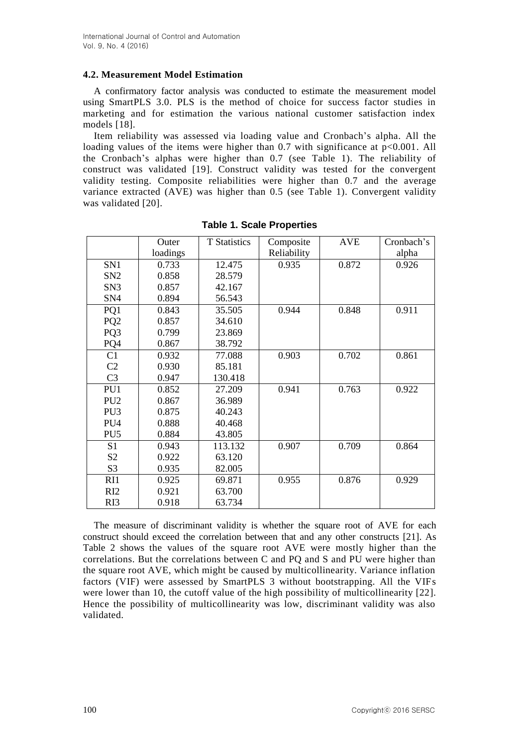### 4.2. Measurement Model Estimation

A confirmatory factor analysis was conducted to estimate the measurement model using SmartPLS 3.0. PLS is the method of choice for success factor studies in marketing and for estimation the various national customer satisfaction index models [18].

Item reliability was assessed via loading value and Cronbach's alpha. All the loading values of the items were higher than 0.7 with significance at $p<0.001$. All the Cronbach's alphas were higher than 0.7 (see Table 1). The reliability of construct was validated [19]. Construct validity was tested for the convergent validity testing. Composite reliabilities were higher than 0.7 and the average variance extracted (AVE) was higher than 0.5 (see Table 1). Convergent validity was validated [20].

**Table 1. Scale Properties**

| | Outer loadings | T Statistics | Composite Reliability | AVE | Cronbach's alpha |
|---|---|---|---|---|---|
| SN1 | 0.733 | 12.475 | 0.935 | 0.872 | 0.926 |
| SN2 | 0.858 | 28.579 | | | |
| SN3 | 0.857 | 42.167 | | | |
| SN4 | 0.894 | 56.543 | | | |
| PQ1 | 0.843 | 35.505 | 0.944 | 0.848 | 0.911 |
| PQ2 | 0.857 | 34.610 | | | |
| PQ3 | 0.799 | 23.869 | | | |
| PQ4 | 0.867 | 38.792 | | | |
| C1 | 0.932 | 77.088 | 0.903 | 0.702 | 0.861 |
| C2 | 0.930 | 85.181 | | | |
| C3 | 0.947 | 130.418 | | | |
| PU1 | 0.852 | 27.209 | 0.941 | 0.763 | 0.922 |
| PU2 | 0.867 | 36.989 | | | |
| PU3 | 0.875 | 40.243 | | | |
| PU4 | 0.888 | 40.468 | | | |
| PU5 | 0.884 | 43.805 | | | |
| S1 | 0.943 | 113.132 | 0.907 | 0.709 | 0.864 |
| S2 | 0.922 | 63.120 | | | |
| S3 | 0.935 | 82.005 | | | |
| RI1 | 0.925 | 69.871 | 0.955 | 0.876 | 0.929 |
| RI2 | 0.921 | 63.700 | | | |
| RI3 | 0.918 | 63.734 | | | |

The measure of discriminant validity is whether the square root of AVE for each construct should exceed the correlation between that and any other constructs [21]. As Table 2 shows the values of the square root AVE were mostly higher than the correlations. But the correlations between C and PQ and S and PU were higher than the square root AVE, which might be caused by multicollinearity. Variance inflation factors (VIF) were assessed by SmartPLS 3 without bootstrapping. All the VIFs were lower than 10, the cutoff value of the high possibility of multicollinearity [22]. Hence the possibility of multicollinearity was low, discriminant validity was also validated.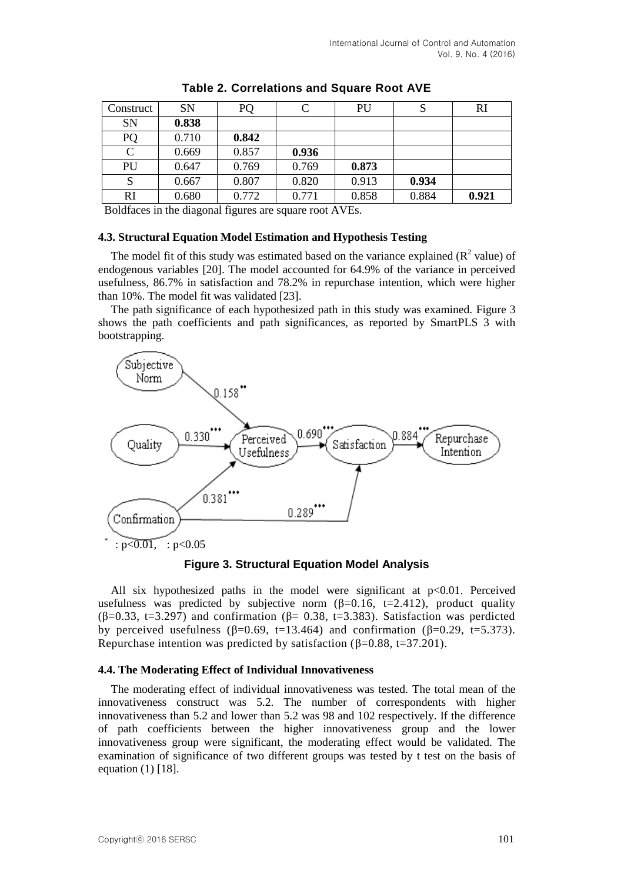**Table 2. Correlations and Square Root AVE**

| Construct | SN | PQ | C | PU | S | RI |
|---|---|---|---|---|---|---|
| SN | **0.838** | | | | | |
| PQ | 0.710 | **0.842** | | | | |
| C | 0.669 | 0.857 | **0.936** | | | |
| PU | 0.647 | 0.769 | 0.769 | **0.873** | | |
| S | 0.667 | 0.807 | 0.820 | 0.913 | **0.934** | |
| RI | 0.680 | 0.772 | 0.771 | 0.858 | 0.884 | **0.921** |

Boldfaces in the diagonal figures are square root AVEs.

### 4.3. Structural Equation Model Estimation and Hypothesis Testing

The model fit of this study was estimated based on the variance explained ($R^2$ value) of endogenous variables [20]. The model accounted for 64.9% of the variance in perceived usefulness, 86.7% in satisfaction and 78.2% in repurchase intention, which were higher than 10%. The model fit was validated [23].

The path significance of each hypothesized path in this study was examined. Figure 3 shows the path coefficients and path significances, as reported by SmartPLS 3 with bootstrapping.

**Figure 3. Structural Equation Model Analysis**

All six hypothesized paths in the model were significant at $p<0.01$. Perceived usefulness was predicted by subjective norm ($\beta$=0.16, t=2.412), product quality ($\beta$=0.33, t=3.297) and confirmation ($\beta$= 0.38, t=3.383). Satisfaction was perdicted by perceived usefulness ($\beta$=0.69, t=13.464) and confirmation ($\beta$=0.29, t=5.373). Repurchase intention was predicted by satisfaction ($\beta$=0.88, t=37.201).

### 4.4. The Moderating Effect of Individual Innovativeness

The moderating effect of individual innovativeness was tested. The total mean of the innovativeness construct was 5.2. The number of correspondents with higher innovativeness than 5.2 and lower than 5.2 was 98 and 102 respectively. If the difference of path coefficients between the higher innovativeness group and the lower innovativeness group were significant, the moderating effect would be validated. The examination of significance of two different groups was tested by t test on the basis of equation (1) [18].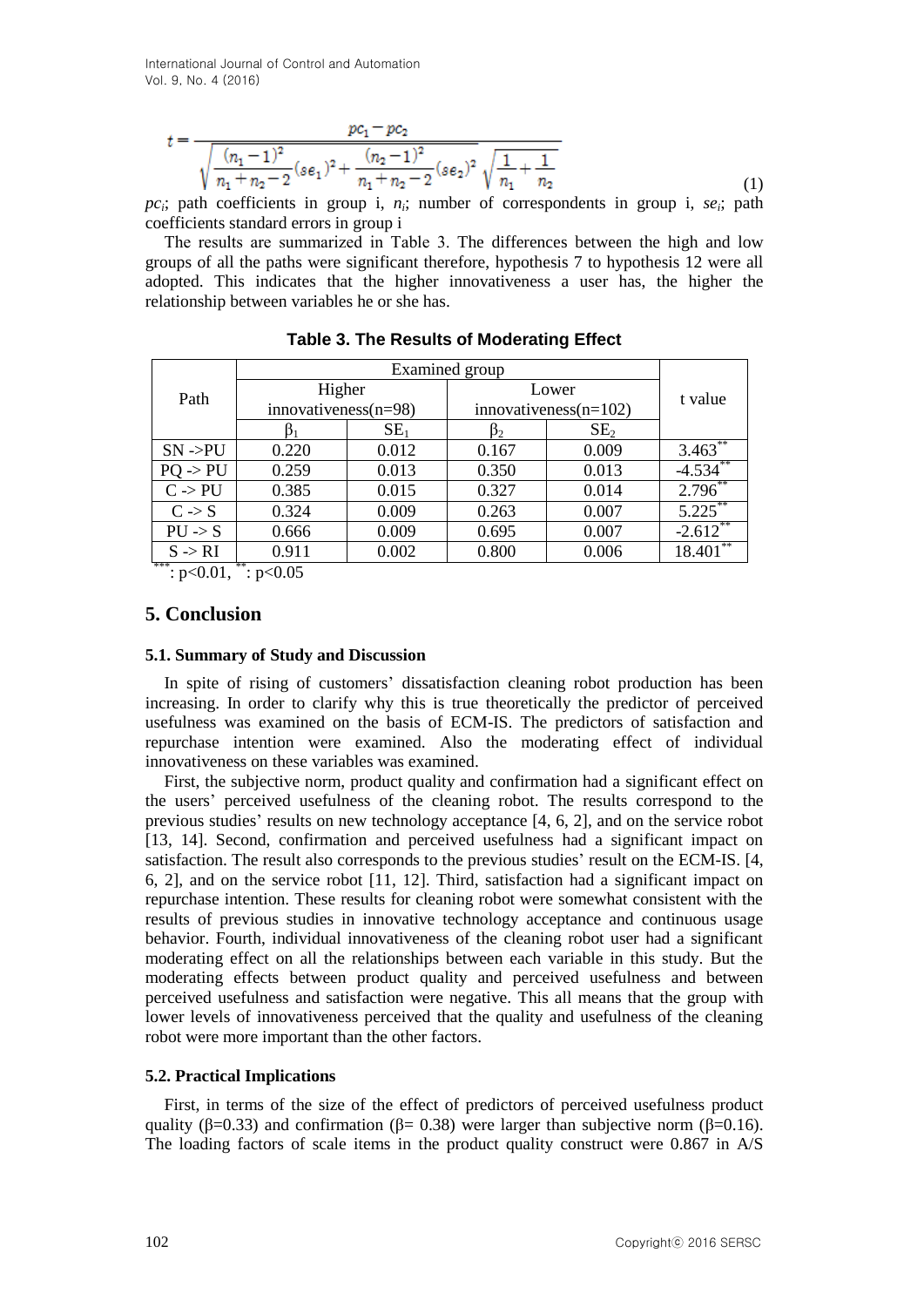$$t = \frac{pc_1 - pc_2}{\sqrt{\frac{(n_1-1)^2}{n_1+n_2-2}(se_1)^2 + \frac{(n_2-1)^2}{n_1+n_2-2}(se_2)^2}\sqrt{\frac{1}{n_1}+\frac{1}{n_2}}} \tag{1}$$

$pc_i$; path coefficients in group i, $n_i$; number of correspondents in group i, $se_i$; path coefficients standard errors in group i

The results are summarized in Table 3. The differences between the high and low groups of all the paths were significant therefore, hypothesis 7 to hypothesis 12 were all adopted. This indicates that the higher innovativeness a user has, the higher the relationship between variables he or she has.

**Table 3. The Results of Moderating Effect**

| Path | Examined group | | | | t value |
|---|---|---|---|---|---|
| | Higher innovativeness(n=98) | | Lower innovativeness(n=102) | | |
| | $\beta_1$ | $SE_1$ | $\beta_2$ | $SE_2$ | |
| SN ->PU | 0.220 | 0.012 | 0.167 | 0.009 | 3.463** |
| PQ -> PU | 0.259 | 0.013 | 0.350 | 0.013 | -4.534** |
| C -> PU | 0.385 | 0.015 | 0.327 | 0.014 | 2.796** |
| C -> S | 0.324 | 0.009 | 0.263 | 0.007 | 5.225** |
| PU -> S | 0.666 | 0.009 | 0.695 | 0.007 | -2.612** |
| S -> RI | 0.911 | 0.002 | 0.800 | 0.006 | 18.401** |

***: $p<0.01$, **: $p<0.05$

## 5. Conclusion

### 5.1. Summary of Study and Discussion

In spite of rising of customers' dissatisfaction cleaning robot production has been increasing. In order to clarify why this is true theoretically the predictor of perceived usefulness was examined on the basis of ECM-IS. The predictors of satisfaction and repurchase intention were examined. Also the moderating effect of individual innovativeness on these variables was examined.

First, the subjective norm, product quality and confirmation had a significant effect on the users' perceived usefulness of the cleaning robot. The results correspond to the previous studies' results on new technology acceptance [4, 6, 2], and on the service robot [13, 14]. Second, confirmation and perceived usefulness had a significant impact on satisfaction. The result also corresponds to the previous studies' result on the ECM-IS. [4, 6, 2], and on the service robot [11, 12]. Third, satisfaction had a significant impact on repurchase intention. These results for cleaning robot were somewhat consistent with the results of previous studies in innovative technology acceptance and continuous usage behavior. Fourth, individual innovativeness of the cleaning robot user had a significant moderating effect on all the relationships between each variable in this study. But the moderating effects between product quality and perceived usefulness and between perceived usefulness and satisfaction were negative. This all means that the group with lower levels of innovativeness perceived that the quality and usefulness of the cleaning robot were more important than the other factors.

### 5.2. Practical Implications

First, in terms of the size of the effect of predictors of perceived usefulness product quality ($\beta$=0.33) and confirmation ($\beta$= 0.38) were larger than subjective norm ($\beta$=0.16). The loading factors of scale items in the product quality construct were 0.867 in A/S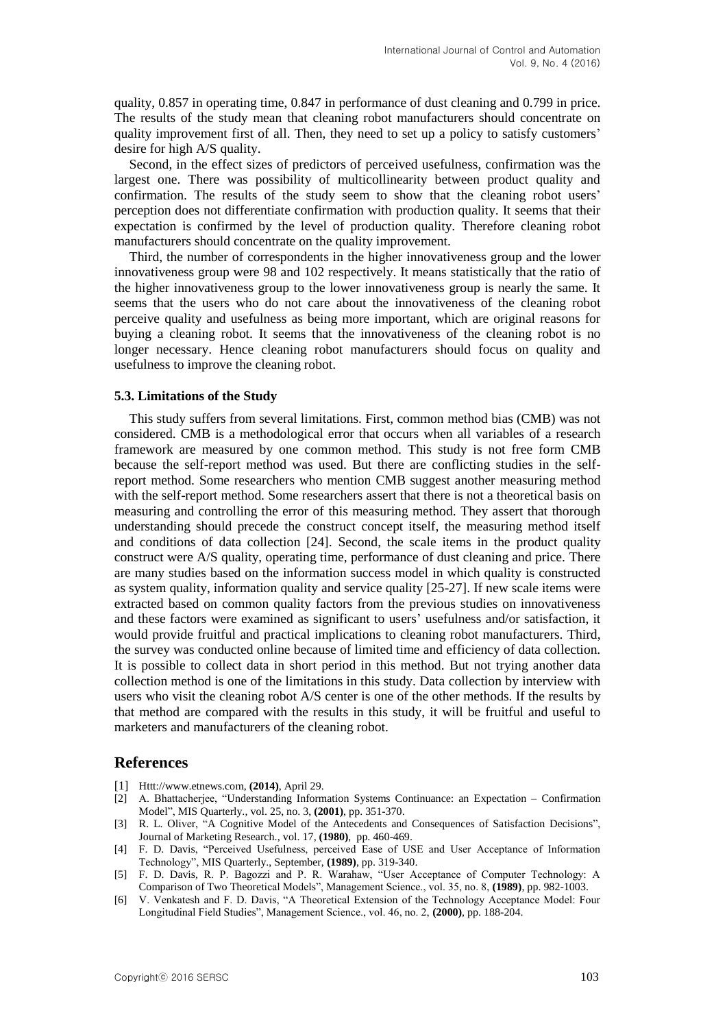quality, 0.857 in operating time, 0.847 in performance of dust cleaning and 0.799 in price. The results of the study mean that cleaning robot manufacturers should concentrate on quality improvement first of all. Then, they need to set up a policy to satisfy customers' desire for high A/S quality.

Second, in the effect sizes of predictors of perceived usefulness, confirmation was the largest one. There was possibility of multicollinearity between product quality and confirmation. The results of the study seem to show that the cleaning robot users' perception does not differentiate confirmation with production quality. It seems that their expectation is confirmed by the level of production quality. Therefore cleaning robot manufacturers should concentrate on the quality improvement.

Third, the number of correspondents in the higher innovativeness group and the lower innovativeness group were 98 and 102 respectively. It means statistically that the ratio of the higher innovativeness group to the lower innovativeness group is nearly the same. It seems that the users who do not care about the innovativeness of the cleaning robot perceive quality and usefulness as being more important, which are original reasons for buying a cleaning robot. It seems that the innovativeness of the cleaning robot is no longer necessary. Hence cleaning robot manufacturers should focus on quality and usefulness to improve the cleaning robot.

### 5.3. Limitations of the Study

This study suffers from several limitations. First, common method bias (CMB) was not considered. CMB is a methodological error that occurs when all variables of a research framework are measured by one common method. This study is not free form CMB because the self-report method was used. But there are conflicting studies in the self-report method. Some researchers who mention CMB suggest another measuring method with the self-report method. Some researchers assert that there is not a theoretical basis on measuring and controlling the error of this measuring method. They assert that thorough understanding should precede the construct concept itself, the measuring method itself and conditions of data collection [24]. Second, the scale items in the product quality construct were A/S quality, operating time, performance of dust cleaning and price. There are many studies based on the information success model in which quality is constructed as system quality, information quality and service quality [25-27]. If new scale items were extracted based on common quality factors from the previous studies on innovativeness and these factors were examined as significant to users' usefulness and/or satisfaction, it would provide fruitful and practical implications to cleaning robot manufacturers. Third, the survey was conducted online because of limited time and efficiency of data collection. It is possible to collect data in short period in this method. But not trying another data collection method is one of the limitations in this study. Data collection by interview with users who visit the cleaning robot A/S center is one of the other methods. If the results by that method are compared with the results in this study, it will be fruitful and useful to marketers and manufacturers of the cleaning robot.

## References

[1] Http://www.etnews.com, **(2014)**, April 29.

[2] A. Bhattacherjee, "Understanding Information Systems Continuance: an Expectation – Confirmation Model", MIS Quarterly., vol. 25, no. 3, **(2001)**, pp. 351-370.

[3] R. L. Oliver, "A Cognitive Model of the Antecedents and Consequences of Satisfaction Decisions", Journal of Marketing Research., vol. 17, **(1980)**, pp. 460-469.

[4] F. D. Davis, "Perceived Usefulness, perceived Ease of USE and User Acceptance of Information Technology", MIS Quarterly., September, **(1989)**, pp. 319-340.

[5] F. D. Davis, R. P. Bagozzi and P. R. Warahaw, "User Acceptance of Computer Technology: A Comparison of Two Theoretical Models", Management Science., vol. 35, no. 8, **(1989)**, pp. 982-1003.

[6] V. Venkatesh and F. D. Davis, "A Theoretical Extension of the Technology Acceptance Model: Four Longitudinal Field Studies", Management Science., vol. 46, no. 2, **(2000)**, pp. 188-204.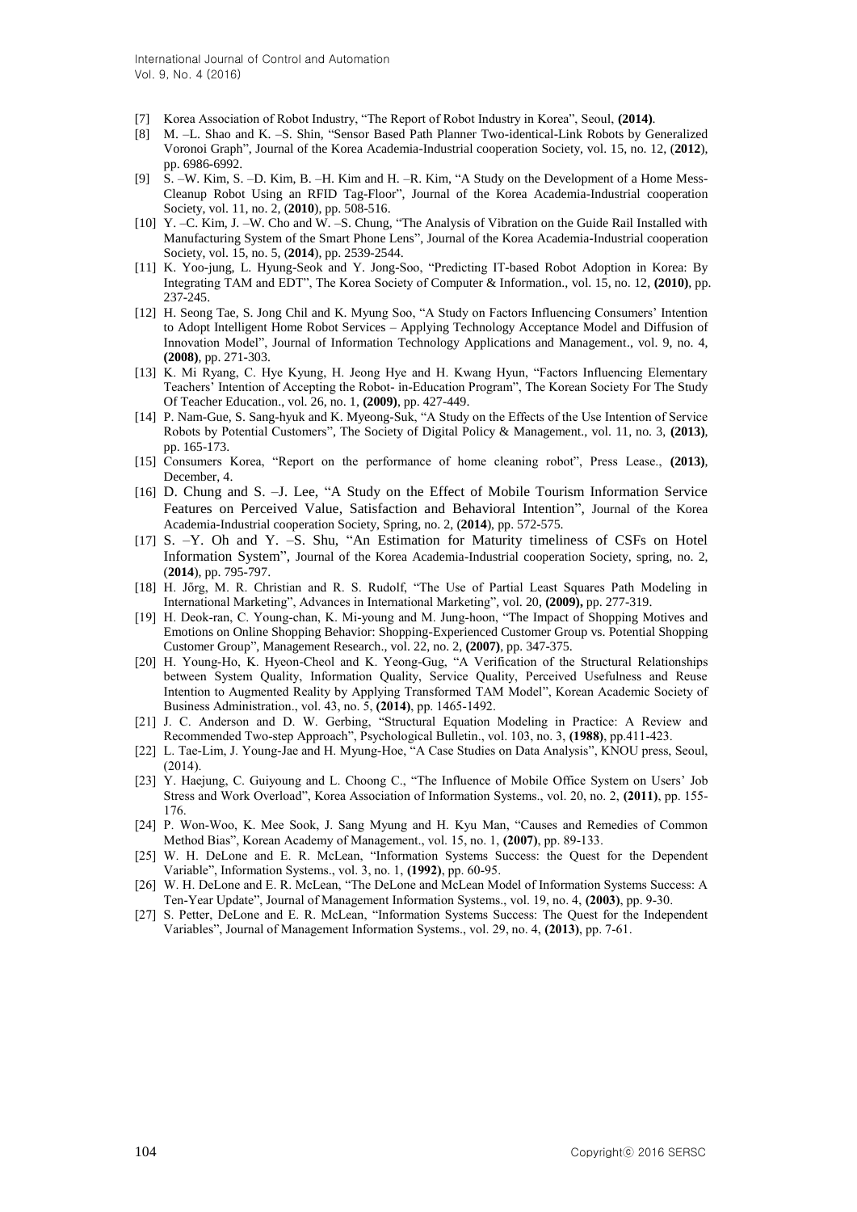[7] Korea Association of Robot Industry, "The Report of Robot Industry in Korea", Seoul, **(2014)**.

[8] M. –L. Shao and K. –S. Shin, "Sensor Based Path Planner Two-identical-Link Robots by Generalized Voronoi Graph", Journal of the Korea Academia-Industrial cooperation Society, vol. 15, no. 12, (**2012**), pp. 6986-6992.

[9] S. –W. Kim, S. –D. Kim, B. –H. Kim and H. –R. Kim, "A Study on the Development of a Home Mess-Cleanup Robot Using an RFID Tag-Floor", Journal of the Korea Academia-Industrial cooperation Society, vol. 11, no. 2, (**2010**), pp. 508-516.

[10] Y. –C. Kim, J. –W. Cho and W. –S. Chung, "The Analysis of Vibration on the Guide Rail Installed with Manufacturing System of the Smart Phone Lens", Journal of the Korea Academia-Industrial cooperation Society, vol. 15, no. 5, (**2014**), pp. 2539-2544.

[11] K. Yoo-jung, L. Hyung-Seok and Y. Jong-Soo, "Predicting IT-based Robot Adoption in Korea: By Integrating TAM and EDT", The Korea Society of Computer & Information., vol. 15, no. 12, **(2010)**, pp. 237-245.

[12] H. Seong Tae, S. Jong Chil and K. Myung Soo, "A Study on Factors Influencing Consumers' Intention to Adopt Intelligent Home Robot Services – Applying Technology Acceptance Model and Diffusion of Innovation Model", Journal of Information Technology Applications and Management., vol. 9, no. 4, **(2008)**, pp. 271-303.

[13] K. Mi Ryang, C. Hye Kyung, H. Jeong Hye and H. Kwang Hyun, "Factors Influencing Elementary Teachers' Intention of Accepting the Robot- in-Education Program", The Korean Society For The Study Of Teacher Education., vol. 26, no. 1, **(2009)**, pp. 427-449.

[14] P. Nam-Gue, S. Sang-hyuk and K. Myeong-Suk, "A Study on the Effects of the Use Intention of Service Robots by Potential Customers", The Society of Digital Policy & Management., vol. 11, no. 3, **(2013)**, pp. 165-173.

[15] Consumers Korea, "Report on the performance of home cleaning robot", Press Lease., **(2013)**, December, 4.

[16] D. Chung and S. –J. Lee, "A Study on the Effect of Mobile Tourism Information Service Features on Perceived Value, Satisfaction and Behavioral Intention", Journal of the Korea Academia-Industrial cooperation Society, Spring, no. 2, (**2014**), pp. 572-575.

[17] S. –Y. Oh and Y. –S. Shu, "An Estimation for Maturity timeliness of CSFs on Hotel Information System", Journal of the Korea Academia-Industrial cooperation Society, spring, no. 2, (**2014**), pp. 795-797.

[18] H. Jőrg, M. R. Christian and R. S. Rudolf, "The Use of Partial Least Squares Path Modeling in International Marketing", Advances in International Marketing", vol. 20, **(2009),** pp. 277-319.

[19] H. Deok-ran, C. Young-chan, K. Mi-young and M. Jung-hoon, "The Impact of Shopping Motives and Emotions on Online Shopping Behavior: Shopping-Experienced Customer Group vs. Potential Shopping Customer Group", Management Research., vol. 22, no. 2, **(2007)**, pp. 347-375.

[20] H. Young-Ho, K. Hyeon-Cheol and K. Yeong-Gug, "A Verification of the Structural Relationships between System Quality, Information Quality, Service Quality, Perceived Usefulness and Reuse Intention to Augmented Reality by Applying Transformed TAM Model", Korean Academic Society of Business Administration., vol. 43, no. 5, **(2014)**, pp. 1465-1492.

[21] J. C. Anderson and D. W. Gerbing, "Structural Equation Modeling in Practice: A Review and Recommended Two-step Approach", Psychological Bulletin., vol. 103, no. 3, **(1988)**, pp.411-423.

[22] L. Tae-Lim, J. Young-Jae and H. Myung-Hoe, "A Case Studies on Data Analysis", KNOU press, Seoul, (2014).

[23] Y. Haejung, C. Guiyoung and L. Choong C., "The Influence of Mobile Office System on Users' Job Stress and Work Overload", Korea Association of Information Systems., vol. 20, no. 2, **(2011)**, pp. 155-176.

[24] P. Won-Woo, K. Mee Sook, J. Sang Myung and H. Kyu Man, "Causes and Remedies of Common Method Bias", Korean Academy of Management., vol. 15, no. 1, **(2007)**, pp. 89-133.

[25] W. H. DeLone and E. R. McLean, "Information Systems Success: the Quest for the Dependent Variable", Information Systems., vol. 3, no. 1, **(1992)**, pp. 60-95.

[26] W. H. DeLone and E. R. McLean, "The DeLone and McLean Model of Information Systems Success: A Ten-Year Update", Journal of Management Information Systems., vol. 19, no. 4, **(2003)**, pp. 9-30.

[27] S. Petter, DeLone and E. R. McLean, "Information Systems Success: The Quest for the Independent Variables", Journal of Management Information Systems., vol. 29, no. 4, **(2013)**, pp. 7-61.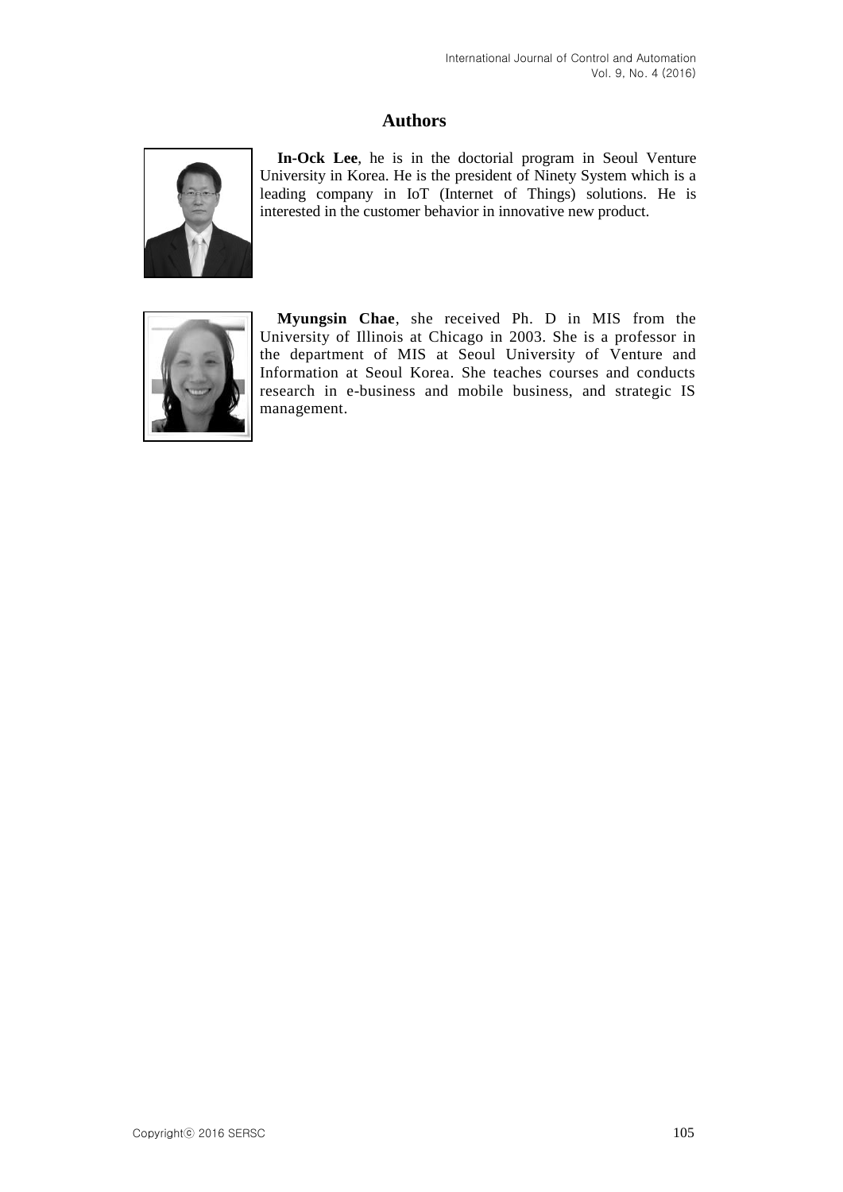## Authors

**In-Ock Lee**, he is in the doctorial program in Seoul Venture University in Korea. He is the president of Ninety System which is a leading company in IoT (Internet of Things) solutions. He is interested in the customer behavior in innovative new product.

**Myungsin Chae**, she received Ph. D in MIS from the University of Illinois at Chicago in 2003. She is a professor in the department of MIS at Seoul University of Venture and Information at Seoul Korea. She teaches courses and conducts research in e-business and mobile business, and strategic IS management.